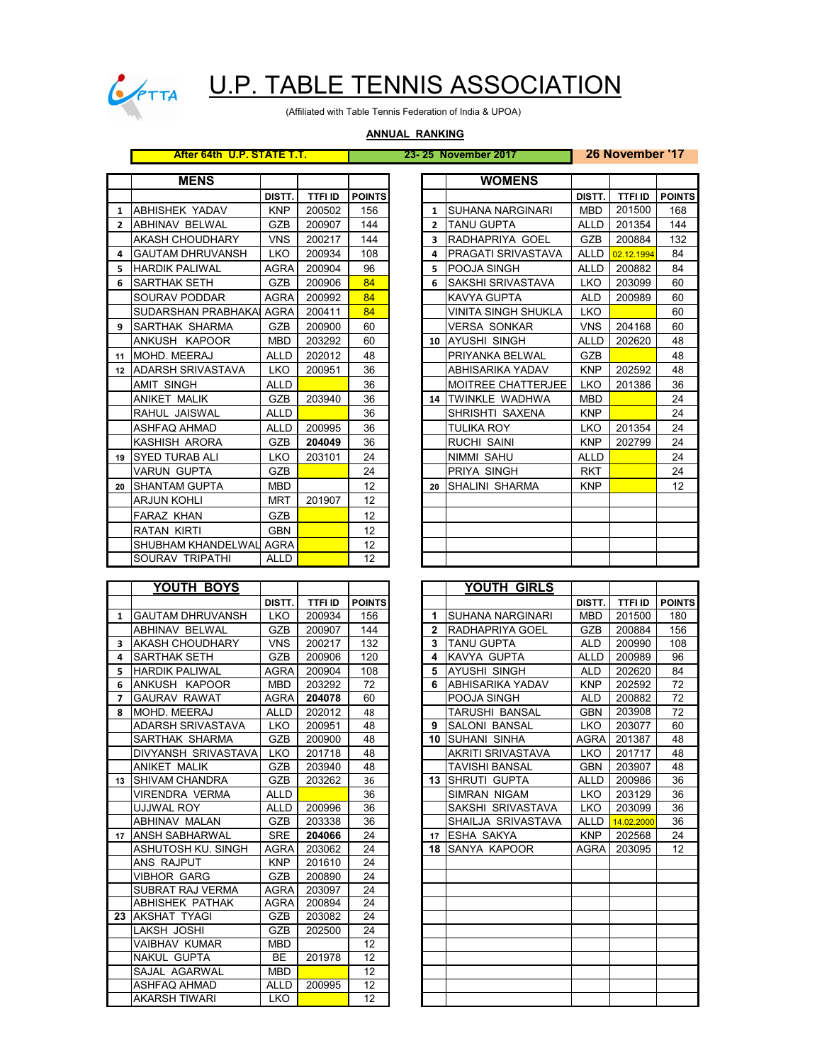# U.P. TABLE TENNIS ASSOCIATION

(Affiliated with Table Tennis Federation of India & UPOA)

**ANNUAL RANKING**

| After 64th U.P. STATE T.T. | 23- 25 November 2017 | 26 November '17 |
|---|---|---|

## MENS

| | | DISTT. | TTFI ID | POINTS |
|---|---|---|---|---|
| 1 | ABHISHEK YADAV | KNP | 200502 | 156 |
| 2 | ABHINAV BELWAL | GZB | 200907 | 144 |
| | AKASH CHOUDHARY | VNS | 200217 | 144 |
| 4 | GAUTAM DHRUVANSH | LKO | 200934 | 108 |
| 5 | HARDIK PALIWAL | AGRA | 200904 | 96 |
| 6 | SARTHAK SETH | GZB | 200906 | 84 |
| | SOURAV PODDAR | AGRA | 200992 | 84 |
| | SUDARSHAN PRABHAKAR | AGRA | 200411 | 84 |
| 9 | SARTHAK SHARMA | GZB | 200900 | 60 |
| | ANKUSH KAPOOR | MBD | 203292 | 60 |
| 11 | MOHD. MEERAJ | ALLD | 202012 | 48 |
| 12 | ADARSH SRIVASTAVA | LKO | 200951 | 36 |
| | AMIT SINGH | ALLD | | 36 |
| | ANIKET MALIK | GZB | 203940 | 36 |
| | RAHUL JAISWAL | ALLD | | 36 |
| | ASHFAQ AHMAD | ALLD | 200995 | 36 |
| | KASHISH ARORA | GZB | 204049 | 36 |
| 19 | SYED TURAB ALI | LKO | 203101 | 24 |
| | VARUN GUPTA | GZB | | 24 |
| 20 | SHANTAM GUPTA | MBD | | 12 |
| | ARJUN KOHLI | MRT | 201907 | 12 |
| | FARAZ KHAN | GZB | | 12 |
| | RATAN KIRTI | GBN | | 12 |
| | SHUBHAM KHANDELWAL | AGRA | | 12 |
| | SOURAV TRIPATHI | ALLD | | 12 |

## WOMENS

| | | DISTT. | TTFI ID | POINTS |
|---|---|---|---|---|
| 1 | SUHANA NARGINARI | MBD | 201500 | 168 |
| 2 | TANU GUPTA | ALLD | 201354 | 144 |
| 3 | RADHAPRIYA GOEL | GZB | 200884 | 132 |
| 4 | PRAGATI SRIVASTAVA | ALLD | 02.12.1994 | 84 |
| 5 | POOJA SINGH | ALLD | 200882 | 84 |
| 6 | SAKSHI SRIVASTAVA | LKO | 203099 | 60 |
| | KAVYA GUPTA | ALD | 200989 | 60 |
| | VINITA SINGH SHUKLA | LKO | | 60 |
| | VERSA SONKAR | VNS | 204168 | 60 |
| 10 | AYUSHI SINGH | ALLD | 202620 | 48 |
| | PRIYANKA BELWAL | GZB | | 48 |
| | ABHISARIKA YADAV | KNP | 202592 | 48 |
| | MOITREE CHATTERJEE | LKO | 201386 | 36 |
| 14 | TWINKLE WADHWA | MBD | | 24 |
| | SHRISHTI SAXENA | KNP | | 24 |
| | TULIKA ROY | LKO | 201354 | 24 |
| | RUCHI SAINI | KNP | 202799 | 24 |
| | NIMMI SAHU | ALLD | | 24 |
| | PRIYA SINGH | RKT | | 24 |
| 20 | SHALINI SHARMA | KNP | | 12 |

## YOUTH BOYS

| | | DISTT. | TTFI ID | POINTS |
|---|---|---|---|---|
| 1 | GAUTAM DHRUVANSH | LKO | 200934 | 156 |
| | ABHINAV BELWAL | GZB | 200907 | 144 |
| 3 | AKASH CHOUDHARY | VNS | 200217 | 132 |
| 4 | SARTHAK SETH | GZB | 200906 | 120 |
| 5 | HARDIK PALIWAL | AGRA | 200904 | 108 |
| 6 | ANKUSH KAPOOR | MBD | 203292 | 72 |
| 7 | GAURAV RAWAT | AGRA | 204078 | 60 |
| 8 | MOHD. MEERAJ | ALLD | 202012 | 48 |
| | ADARSH SRIVASTAVA | LKO | 200951 | 48 |
| | SARTHAK SHARMA | GZB | 200900 | 48 |
| | DIVYANSH SRIVASTAVA | LKO | 201718 | 48 |
| | ANIKET MALIK | GZB | 203940 | 48 |
| 13 | SHIVAM CHANDRA | GZB | 203262 | 36 |
| | VIRENDRA VERMA | ALLD | | 36 |
| | UJJWAL ROY | ALLD | 200996 | 36 |
| | ABHINAV MALAN | GZB | 203338 | 36 |
| 17 | ANSH SABHARWAL | SRE | 204066 | 24 |
| | ASHUTOSH KU. SINGH | AGRA | 203062 | 24 |
| | ANS RAJPUT | KNP | 201610 | 24 |
| | VIBHOR GARG | GZB | 200890 | 24 |
| | SUBRAT RAJ VERMA | AGRA | 203097 | 24 |
| | ABHISHEK PATHAK | AGRA | 200894 | 24 |
| 23 | AKSHAT TYAGI | GZB | 203082 | 24 |
| | LAKSH JOSHI | GZB | 202500 | 24 |
| | VAIBHAV KUMAR | MBD | | 12 |
| | NAKUL GUPTA | BE | 201978 | 12 |
| | SAJAL AGARWAL | MBD | | 12 |
| | ASHFAQ AHMAD | ALLD | 200995 | 12 |
| | AKARSH TIWARI | LKO | | 12 |

## YOUTH GIRLS

| | | DISTT. | TTFI ID | POINTS |
|---|---|---|---|---|
| 1 | SUHANA NARGINARI | MBD | 201500 | 180 |
| 2 | RADHAPRIYA GOEL | GZB | 200884 | 156 |
| 3 | TANU GUPTA | ALD | 200990 | 108 |
| 4 | KAVYA GUPTA | ALLD | 200989 | 96 |
| 5 | AYUSHI SINGH | ALD | 202620 | 84 |
| 6 | ABHISARIKA YADAV | KNP | 202592 | 72 |
| | POOJA SINGH | ALD | 200882 | 72 |
| | TARUSHI BANSAL | GBN | 203908 | 72 |
| 9 | SALONI BANSAL | LKO | 203077 | 60 |
| 10 | SUHANI SINHA | AGRA | 201387 | 48 |
| | AKRITI SRIVASTAVA | LKO | 201717 | 48 |
| | TAVISHI BANSAL | GBN | 203907 | 48 |
| 13 | SHRUTI GUPTA | ALLD | 200986 | 36 |
| | SIMRAN NIGAM | LKO | 203129 | 36 |
| | SAKSHI SRIVASTAVA | LKO | 203099 | 36 |
| | SHAILJA SRIVASTAVA | ALLD | 14.02.2000 | 36 |
| 17 | ESHA SAKYA | KNP | 202568 | 24 |
| 18 | SANYA KAPOOR | AGRA | 203095 | 12 |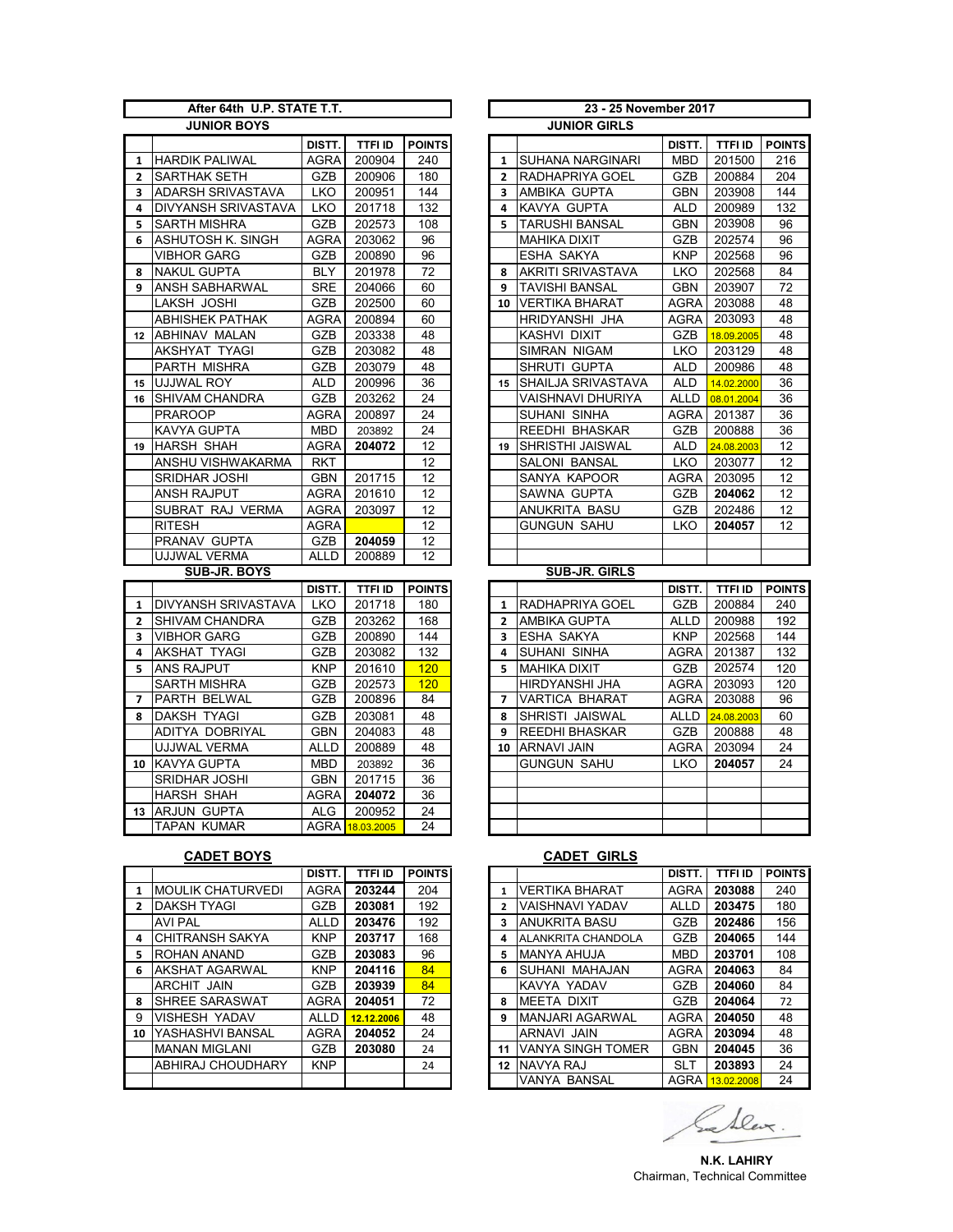## After 64th U.P. STATE T.T. — 23 - 25 November 2017

### JUNIOR BOYS

| | | DISTT. | TTFI ID | POINTS |
|---|---|---|---|---|
| 1 | HARDIK PALIWAL | AGRA | 200904 | 240 |
| 2 | SARTHAK SETH | GZB | 200906 | 180 |
| 3 | ADARSH SRIVASTAVA | LKO | 200951 | 144 |
| 4 | DIVYANSH SRIVASTAVA | LKO | 201718 | 132 |
| 5 | SARTH MISHRA | GZB | 202573 | 108 |
| 6 | ASHUTOSH K. SINGH | AGRA | 203062 | 96 |
| | VIBHOR GARG | GZB | 200890 | 96 |
| 8 | NAKUL GUPTA | BLY | 201978 | 72 |
| 9 | ANSH SABHARWAL | SRE | 204066 | 60 |
| | LAKSH JOSHI | GZB | 202500 | 60 |
| | ABHISHEK PATHAK | AGRA | 200894 | 60 |
| 12 | ABHINAV MALAN | GZB | 203338 | 48 |
| | AKSHYAT TYAGI | GZB | 203082 | 48 |
| | PARTH MISHRA | GZB | 203079 | 48 |
| 15 | UJJWAL ROY | ALD | 200996 | 36 |
| 16 | SHIVAM CHANDRA | GZB | 203262 | 24 |
| | PRAROOP | AGRA | 200897 | 24 |
| | KAVYA GUPTA | MBD | 203892 | 24 |
| 19 | HARSH SHAH | AGRA | **204072** | 12 |
| | ANSHU VISHWAKARMA | RKT | | 12 |
| | SRIDHAR JOSHI | GBN | 201715 | 12 |
| | ANSH RAJPUT | AGRA | 201610 | 12 |
| | SUBRAT RAJ VERMA | AGRA | 203097 | 12 |
| | RITESH | AGRA | | 12 |
| | PRANAV GUPTA | GZB | **204059** | 12 |
| | UJJWAL VERMA | ALLD | 200889 | 12 |

### JUNIOR GIRLS

| | | DISTT. | TTFI ID | POINTS |
|---|---|---|---|---|
| 1 | SUHANA NARGINARI | MBD | 201500 | 216 |
| 2 | RADHAPRIYA GOEL | GZB | 200884 | 204 |
| 3 | AMBIKA GUPTA | GBN | 203908 | 144 |
| 4 | KAVYA GUPTA | ALD | 200989 | 132 |
| 5 | TARUSHI BANSAL | GBN | 203908 | 96 |
| | MAHIKA DIXIT | GZB | 202574 | 96 |
| | ESHA SAKYA | KNP | 202568 | 96 |
| 8 | AKRITI SRIVASTAVA | LKO | 202568 | 84 |
| 9 | TAVISHI BANSAL | GBN | 203907 | 72 |
| 10 | VERTIKA BHARAT | AGRA | 203088 | 48 |
| | HRIDYANSHI JHA | AGRA | 203093 | 48 |
| | KASHVI DIXIT | GZB | 18.09.2005 | 48 |
| | SIMRAN NIGAM | LKO | 203129 | 48 |
| | SHRUTI GUPTA | ALD | 200986 | 48 |
| 15 | SHAILJA SRIVASTAVA | ALD | 14.02.2000 | 36 |
| | VAISHNAVI DHURIYA | ALLD | 08.01.2004 | 36 |
| | SUHANI SINHA | AGRA | 201387 | 36 |
| | REEDHI BHASKAR | GZB | 200888 | 36 |
| 19 | SHRISTHI JAISWAL | ALD | 24.08.2003 | 12 |
| | SALONI BANSAL | LKO | 203077 | 12 |
| | SANYA KAPOOR | AGRA | 203095 | 12 |
| | SAWNA GUPTA | GZB | **204062** | 12 |
| | ANUKRITA BASU | GZB | 202486 | 12 |
| | GUNGUN SAHU | LKO | **204057** | 12 |

### SUB-JR. BOYS

| | | DISTT. | TTFI ID | POINTS |
|---|---|---|---|---|
| 1 | DIVYANSH SRIVASTAVA | LKO | 201718 | 180 |
| 2 | SHIVAM CHANDRA | GZB | 203262 | 168 |
| 3 | VIBHOR GARG | GZB | 200890 | 144 |
| 4 | AKSHAT TYAGI | GZB | 203082 | 132 |
| 5 | ANS RAJPUT | KNP | 201610 | 120 |
| | SARTH MISHRA | GZB | 202573 | 120 |
| 7 | PARTH BELWAL | GZB | 200896 | 84 |
| 8 | DAKSH TYAGI | GZB | 203081 | 48 |
| | ADITYA DOBRIYAL | GBN | 204083 | 48 |
| | UJJWAL VERMA | ALLD | 200889 | 48 |
| 10 | KAVYA GUPTA | MBD | 203892 | 36 |
| | SRIDHAR JOSHI | GBN | 201715 | 36 |
| | HARSH SHAH | AGRA | **204072** | 36 |
| 13 | ARJUN GUPTA | ALG | 200952 | 24 |
| | TAPAN KUMAR | AGRA | 18.03.2005 | 24 |

### SUB-JR. GIRLS

| | | DISTT. | TTFI ID | POINTS |
|---|---|---|---|---|
| 1 | RADHAPRIYA GOEL | GZB | 200884 | 240 |
| 2 | AMBIKA GUPTA | ALLD | 200988 | 192 |
| 3 | ESHA SAKYA | KNP | 202568 | 144 |
| 4 | SUHANI SINHA | AGRA | 201387 | 132 |
| 5 | MAHIKA DIXIT | GZB | 202574 | 120 |
| | HIRDYANSHI JHA | AGRA | 203093 | 120 |
| 7 | VARTICA BHARAT | AGRA | 203088 | 96 |
| 8 | SHRISTI JAISWAL | ALLD | 24.08.2003 | 60 |
| 9 | REEDHI BHASKAR | GZB | 200888 | 48 |
| 10 | ARNAVI JAIN | AGRA | 203094 | 24 |
| | GUNGUN SAHU | LKO | **204057** | 24 |

### CADET BOYS

| | | DISTT. | TTFI ID | POINTS |
|---|---|---|---|---|
| 1 | MOULIK CHATURVEDI | AGRA | **203244** | 204 |
| 2 | DAKSH TYAGI | GZB | **203081** | 192 |
| | AVI PAL | ALLD | **203476** | 192 |
| 4 | CHITRANSH SAKYA | KNP | **203717** | 168 |
| 5 | ROHAN ANAND | GZB | **203083** | 96 |
| 6 | AKSHAT AGARWAL | KNP | **204116** | 84 |
| | ARCHIT JAIN | GZB | **203939** | 84 |
| 8 | SHREE SARASWAT | AGRA | **204051** | 72 |
| 9 | VISHESH YADAV | ALLD | **12.12.2006** | 48 |
| 10 | YASHASHVI BANSAL | AGRA | **204052** | 24 |
| | MANAN MIGLANI | GZB | **203080** | 24 |
| | ABHIRAJ CHOUDHARY | KNP | | 24 |

### CADET GIRLS

| | | DISTT. | TTFI ID | POINTS |
|---|---|---|---|---|
| 1 | VERTIKA BHARAT | AGRA | **203088** | 240 |
| 2 | VAISHNAVI YADAV | ALLD | **203475** | 180 |
| 3 | ANUKRITA BASU | GZB | **202486** | 156 |
| 4 | ALANKRITA CHANDOLA | GZB | **204065** | 144 |
| 5 | MANYA AHUJA | MBD | **203701** | 108 |
| 6 | SUHANI MAHAJAN | AGRA | **204063** | 84 |
| | KAVYA YADAV | GZB | **204060** | 84 |
| 8 | MEETA DIXIT | GZB | **204064** | 72 |
| 9 | MANJARI AGARWAL | AGRA | **204050** | 48 |
| | ARNAVI JAIN | AGRA | **203094** | 48 |
| 11 | VANYA SINGH TOMER | GBN | **204045** | 36 |
| 12 | NAVYA RAJ | SLT | **203893** | 24 |
| | VANYA BANSAL | AGRA | 13.02.2008 | 24 |

**N.K. LAHIRY**
Chairman, Technical Committee